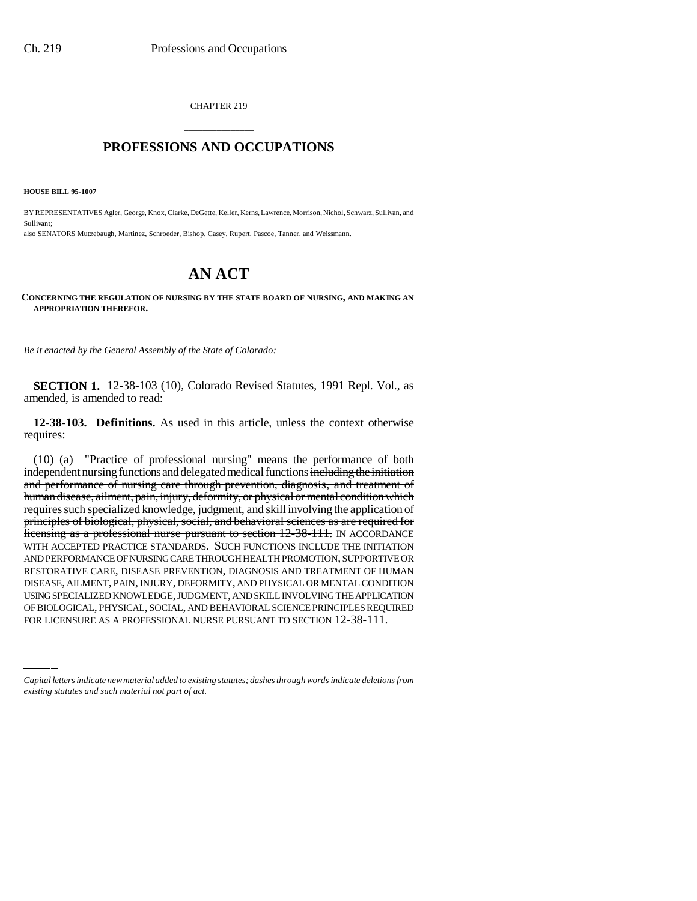CHAPTER 219

# PROFESSIONS AND OCCUPATIONS

**HOUSE BILL 95-1007**

BY REPRESENTATIVES Agler, George, Knox, Clarke, DeGette, Keller, Kerns, Lawrence, Morrison, Nichol, Schwarz, Sullivan, and Sullivant;

also SENATORS Mutzebaugh, Martinez, Schroeder, Bishop, Casey, Rupert, Pascoe, Tanner, and Weissmann.

# AN ACT

**CONCERNING THE REGULATION OF NURSING BY THE STATE BOARD OF NURSING, AND MAKING AN APPROPRIATION THEREFOR.**

*Be it enacted by the General Assembly of the State of Colorado:*

**SECTION 1.** 12-38-103 (10), Colorado Revised Statutes, 1991 Repl. Vol., as amended, is amended to read:

**12-38-103. Definitions.** As used in this article, unless the context otherwise requires:

(10) (a) "Practice of professional nursing" means the performance of both independent nursing functions and delegated medical functions ~~including the initiation and performance of nursing care through prevention, diagnosis, and treatment of human disease, ailment, pain, injury, deformity, or physical or mental condition which requires such specialized knowledge, judgment, and skill involving the application of principles of biological, physical, social, and behavioral sciences as are required for licensing as a professional nurse pursuant to section 12-38-111.~~ IN ACCORDANCE WITH ACCEPTED PRACTICE STANDARDS. SUCH FUNCTIONS INCLUDE THE INITIATION AND PERFORMANCE OF NURSING CARE THROUGH HEALTH PROMOTION, SUPPORTIVE OR RESTORATIVE CARE, DISEASE PREVENTION, DIAGNOSIS AND TREATMENT OF HUMAN DISEASE, AILMENT, PAIN, INJURY, DEFORMITY, AND PHYSICAL OR MENTAL CONDITION USING SPECIALIZED KNOWLEDGE, JUDGMENT, AND SKILL INVOLVING THE APPLICATION OF BIOLOGICAL, PHYSICAL, SOCIAL, AND BEHAVIORAL SCIENCE PRINCIPLES REQUIRED FOR LICENSURE AS A PROFESSIONAL NURSE PURSUANT TO SECTION 12-38-111.

---

*Capital letters indicate new material added to existing statutes; dashes through words indicate deletions from existing statutes and such material not part of act.*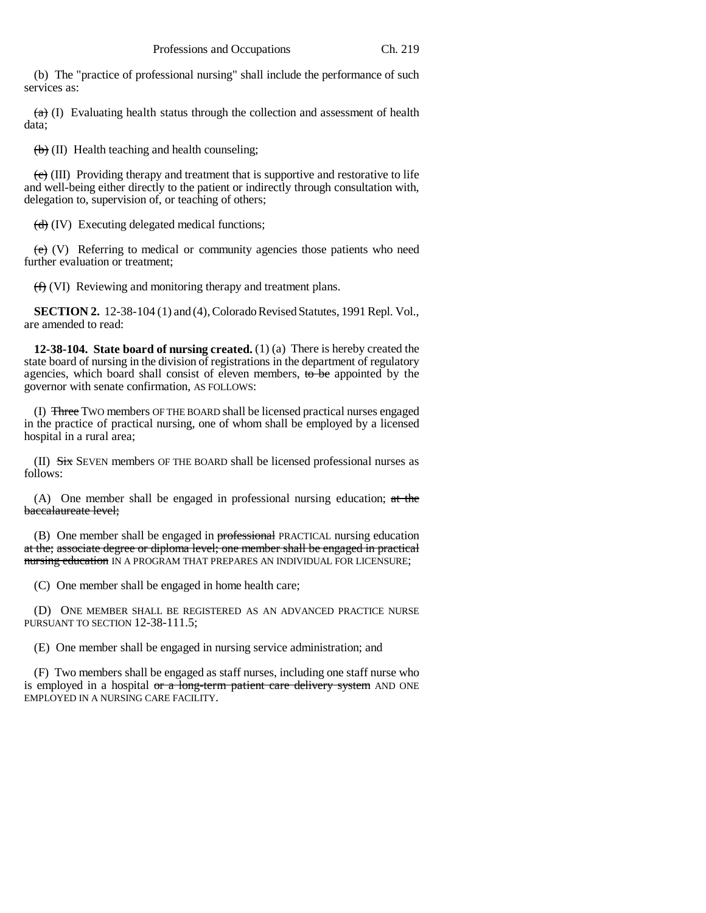(b) The "practice of professional nursing" shall include the performance of such services as:

~~(a)~~ (I) Evaluating health status through the collection and assessment of health data;

~~(b)~~ (II) Health teaching and health counseling;

~~(c)~~ (III) Providing therapy and treatment that is supportive and restorative to life and well-being either directly to the patient or indirectly through consultation with, delegation to, supervision of, or teaching of others;

~~(d)~~ (IV) Executing delegated medical functions;

~~(e)~~ (V) Referring to medical or community agencies those patients who need further evaluation or treatment;

~~(f)~~ (VI) Reviewing and monitoring therapy and treatment plans.

**SECTION 2.** 12-38-104 (1) and (4), Colorado Revised Statutes, 1991 Repl. Vol., are amended to read:

**12-38-104. State board of nursing created.** (1) (a) There is hereby created the state board of nursing in the division of registrations in the department of regulatory agencies, which board shall consist of eleven members, ~~to be~~ appointed by the governor with senate confirmation, AS FOLLOWS:

(I) ~~Three~~ TWO members OF THE BOARD shall be licensed practical nurses engaged in the practice of practical nursing, one of whom shall be employed by a licensed hospital in a rural area;

(II) ~~Six~~ SEVEN members OF THE BOARD shall be licensed professional nurses as follows:

(A) One member shall be engaged in professional nursing education; ~~at the baccalaureate level;~~

(B) One member shall be engaged in ~~professional~~ PRACTICAL nursing education ~~at the; associate degree or diploma level; one member shall be engaged in practical nursing education~~ IN A PROGRAM THAT PREPARES AN INDIVIDUAL FOR LICENSURE;

(C) One member shall be engaged in home health care;

(D) ONE MEMBER SHALL BE REGISTERED AS AN ADVANCED PRACTICE NURSE PURSUANT TO SECTION 12-38-111.5;

(E) One member shall be engaged in nursing service administration; and

(F) Two members shall be engaged as staff nurses, including one staff nurse who is employed in a hospital ~~or a long-term patient care delivery system~~ AND ONE EMPLOYED IN A NURSING CARE FACILITY.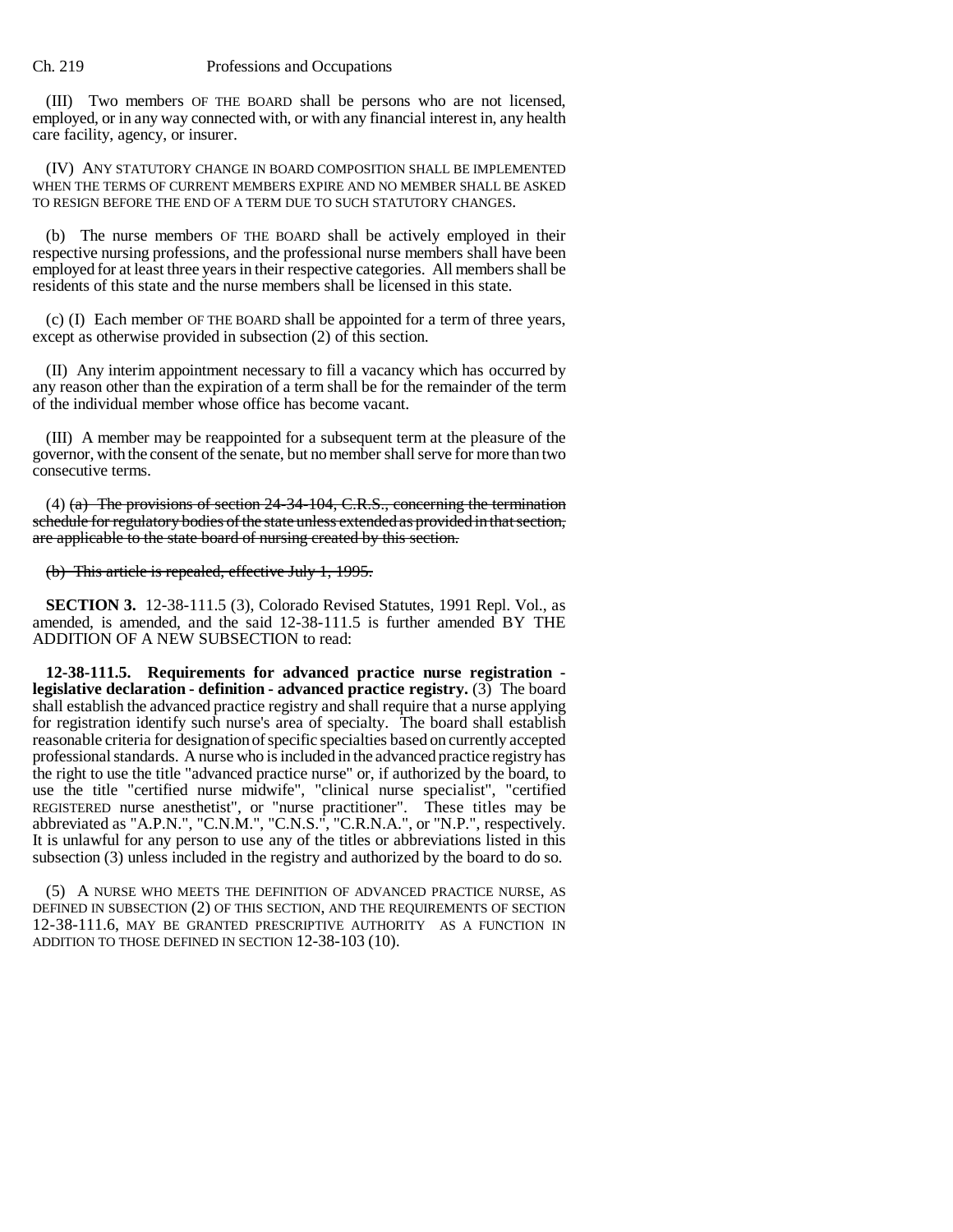(III) Two members OF THE BOARD shall be persons who are not licensed, employed, or in any way connected with, or with any financial interest in, any health care facility, agency, or insurer.

(IV) ANY STATUTORY CHANGE IN BOARD COMPOSITION SHALL BE IMPLEMENTED WHEN THE TERMS OF CURRENT MEMBERS EXPIRE AND NO MEMBER SHALL BE ASKED TO RESIGN BEFORE THE END OF A TERM DUE TO SUCH STATUTORY CHANGES.

(b) The nurse members OF THE BOARD shall be actively employed in their respective nursing professions, and the professional nurse members shall have been employed for at least three years in their respective categories. All members shall be residents of this state and the nurse members shall be licensed in this state.

(c) (I) Each member OF THE BOARD shall be appointed for a term of three years, except as otherwise provided in subsection (2) of this section.

(II) Any interim appointment necessary to fill a vacancy which has occurred by any reason other than the expiration of a term shall be for the remainder of the term of the individual member whose office has become vacant.

(III) A member may be reappointed for a subsequent term at the pleasure of the governor, with the consent of the senate, but no member shall serve for more than two consecutive terms.

(4) ~~(a) The provisions of section 24-34-104, C.R.S., concerning the termination schedule for regulatory bodies of the state unless extended as provided in that section, are applicable to the state board of nursing created by this section.~~

~~(b) This article is repealed, effective July 1, 1995.~~

**SECTION 3.** 12-38-111.5 (3), Colorado Revised Statutes, 1991 Repl. Vol., as amended, is amended, and the said 12-38-111.5 is further amended BY THE ADDITION OF A NEW SUBSECTION to read:

**12-38-111.5. Requirements for advanced practice nurse registration - legislative declaration - definition - advanced practice registry.** (3) The board shall establish the advanced practice registry and shall require that a nurse applying for registration identify such nurse's area of specialty. The board shall establish reasonable criteria for designation of specific specialties based on currently accepted professional standards. A nurse who is included in the advanced practice registry has the right to use the title "advanced practice nurse" or, if authorized by the board, to use the title "certified nurse midwife", "clinical nurse specialist", "certified REGISTERED nurse anesthetist", or "nurse practitioner". These titles may be abbreviated as "A.P.N.", "C.N.M.", "C.N.S.", "C.R.N.A.", or "N.P.", respectively. It is unlawful for any person to use any of the titles or abbreviations listed in this subsection (3) unless included in the registry and authorized by the board to do so.

(5) A NURSE WHO MEETS THE DEFINITION OF ADVANCED PRACTICE NURSE, AS DEFINED IN SUBSECTION (2) OF THIS SECTION, AND THE REQUIREMENTS OF SECTION 12-38-111.6, MAY BE GRANTED PRESCRIPTIVE AUTHORITY AS A FUNCTION IN ADDITION TO THOSE DEFINED IN SECTION 12-38-103 (10).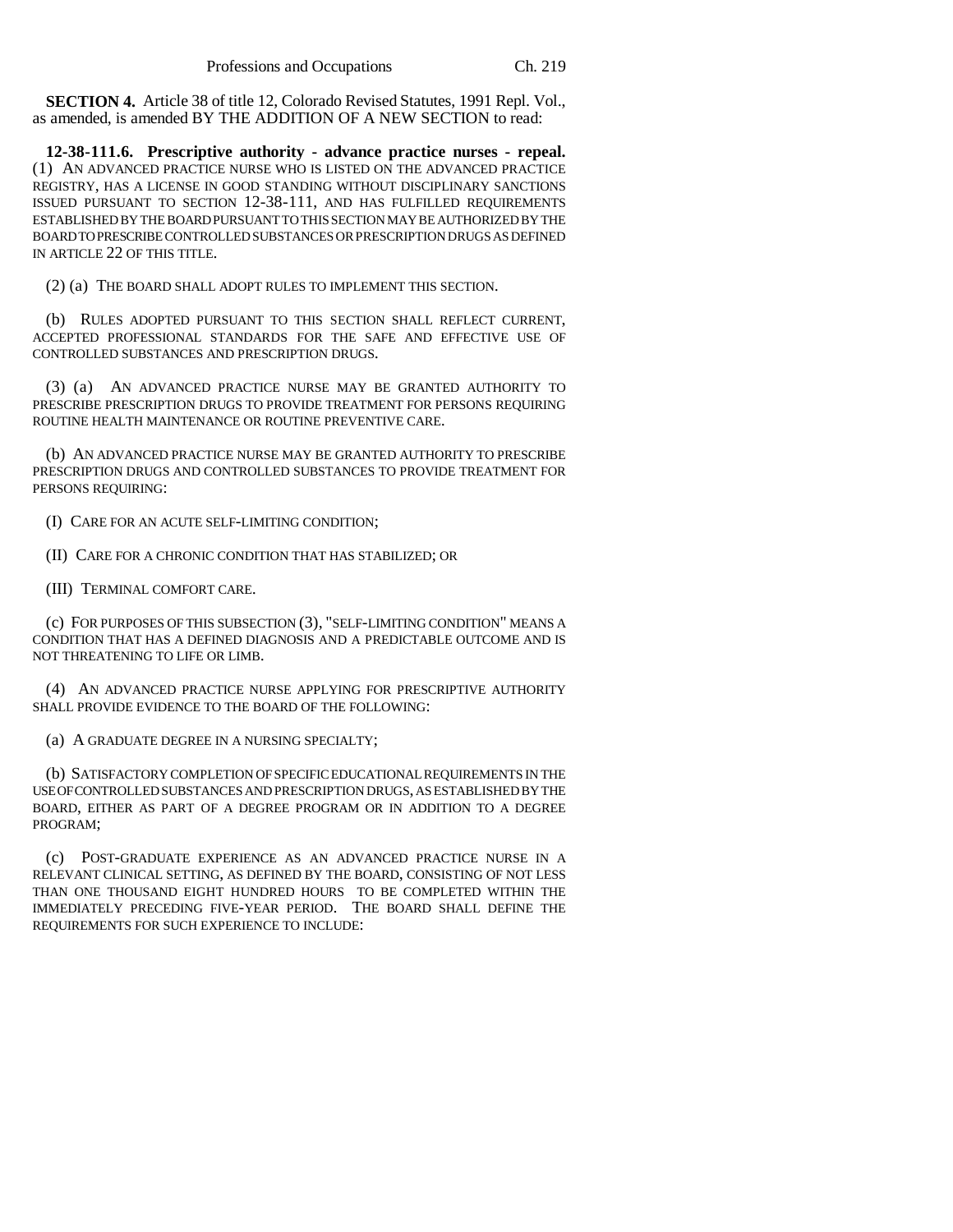**SECTION 4.** Article 38 of title 12, Colorado Revised Statutes, 1991 Repl. Vol., as amended, is amended BY THE ADDITION OF A NEW SECTION to read:

**12-38-111.6. Prescriptive authority - advance practice nurses - repeal.** (1) AN ADVANCED PRACTICE NURSE WHO IS LISTED ON THE ADVANCED PRACTICE REGISTRY, HAS A LICENSE IN GOOD STANDING WITHOUT DISCIPLINARY SANCTIONS ISSUED PURSUANT TO SECTION 12-38-111, AND HAS FULFILLED REQUIREMENTS ESTABLISHED BY THE BOARD PURSUANT TO THIS SECTION MAY BE AUTHORIZED BY THE BOARD TO PRESCRIBE CONTROLLED SUBSTANCES OR PRESCRIPTION DRUGS AS DEFINED IN ARTICLE 22 OF THIS TITLE.

(2) (a) THE BOARD SHALL ADOPT RULES TO IMPLEMENT THIS SECTION.

(b) RULES ADOPTED PURSUANT TO THIS SECTION SHALL REFLECT CURRENT, ACCEPTED PROFESSIONAL STANDARDS FOR THE SAFE AND EFFECTIVE USE OF CONTROLLED SUBSTANCES AND PRESCRIPTION DRUGS.

(3) (a) AN ADVANCED PRACTICE NURSE MAY BE GRANTED AUTHORITY TO PRESCRIBE PRESCRIPTION DRUGS TO PROVIDE TREATMENT FOR PERSONS REQUIRING ROUTINE HEALTH MAINTENANCE OR ROUTINE PREVENTIVE CARE.

(b) AN ADVANCED PRACTICE NURSE MAY BE GRANTED AUTHORITY TO PRESCRIBE PRESCRIPTION DRUGS AND CONTROLLED SUBSTANCES TO PROVIDE TREATMENT FOR PERSONS REQUIRING:

(I) CARE FOR AN ACUTE SELF-LIMITING CONDITION;

(II) CARE FOR A CHRONIC CONDITION THAT HAS STABILIZED; OR

(III) TERMINAL COMFORT CARE.

(c) FOR PURPOSES OF THIS SUBSECTION (3), "SELF-LIMITING CONDITION" MEANS A CONDITION THAT HAS A DEFINED DIAGNOSIS AND A PREDICTABLE OUTCOME AND IS NOT THREATENING TO LIFE OR LIMB.

(4) AN ADVANCED PRACTICE NURSE APPLYING FOR PRESCRIPTIVE AUTHORITY SHALL PROVIDE EVIDENCE TO THE BOARD OF THE FOLLOWING:

(a) A GRADUATE DEGREE IN A NURSING SPECIALTY;

(b) SATISFACTORY COMPLETION OF SPECIFIC EDUCATIONAL REQUIREMENTS IN THE USE OF CONTROLLED SUBSTANCES AND PRESCRIPTION DRUGS, AS ESTABLISHED BY THE BOARD, EITHER AS PART OF A DEGREE PROGRAM OR IN ADDITION TO A DEGREE PROGRAM;

(c) POST-GRADUATE EXPERIENCE AS AN ADVANCED PRACTICE NURSE IN A RELEVANT CLINICAL SETTING, AS DEFINED BY THE BOARD, CONSISTING OF NOT LESS THAN ONE THOUSAND EIGHT HUNDRED HOURS TO BE COMPLETED WITHIN THE IMMEDIATELY PRECEDING FIVE-YEAR PERIOD. THE BOARD SHALL DEFINE THE REQUIREMENTS FOR SUCH EXPERIENCE TO INCLUDE: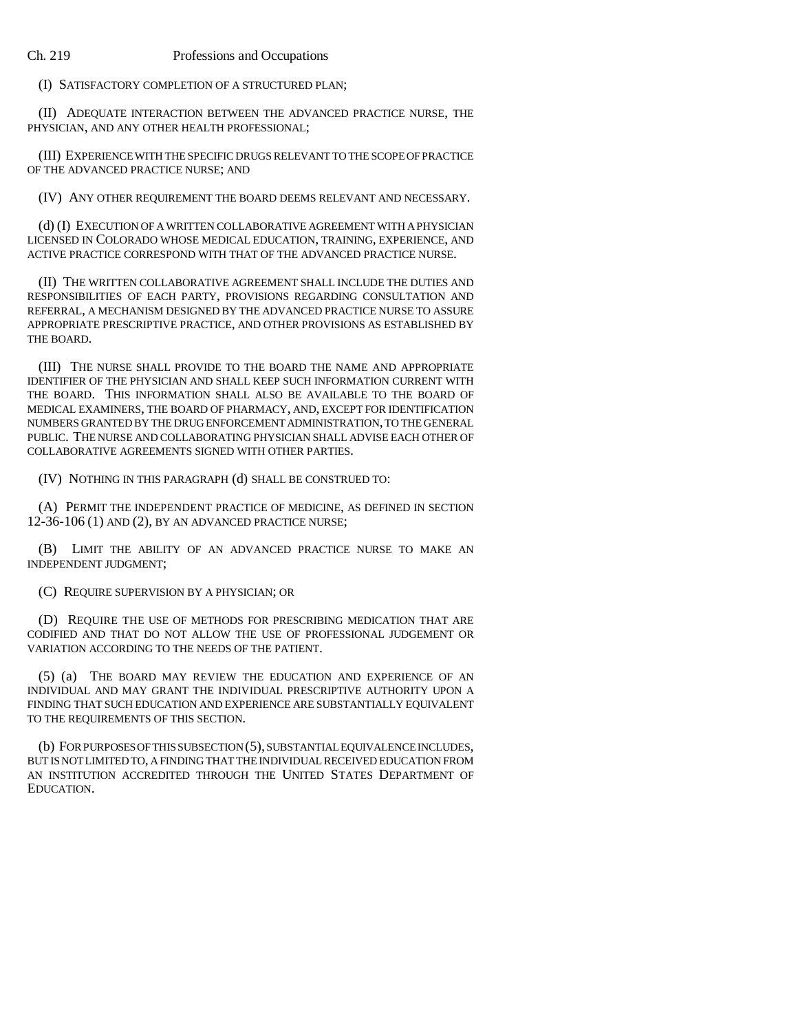(I) SATISFACTORY COMPLETION OF A STRUCTURED PLAN;

(II) ADEQUATE INTERACTION BETWEEN THE ADVANCED PRACTICE NURSE, THE PHYSICIAN, AND ANY OTHER HEALTH PROFESSIONAL;

(III) EXPERIENCE WITH THE SPECIFIC DRUGS RELEVANT TO THE SCOPE OF PRACTICE OF THE ADVANCED PRACTICE NURSE; AND

(IV) ANY OTHER REQUIREMENT THE BOARD DEEMS RELEVANT AND NECESSARY.

(d) (I) EXECUTION OF A WRITTEN COLLABORATIVE AGREEMENT WITH A PHYSICIAN LICENSED IN COLORADO WHOSE MEDICAL EDUCATION, TRAINING, EXPERIENCE, AND ACTIVE PRACTICE CORRESPOND WITH THAT OF THE ADVANCED PRACTICE NURSE.

(II) THE WRITTEN COLLABORATIVE AGREEMENT SHALL INCLUDE THE DUTIES AND RESPONSIBILITIES OF EACH PARTY, PROVISIONS REGARDING CONSULTATION AND REFERRAL, A MECHANISM DESIGNED BY THE ADVANCED PRACTICE NURSE TO ASSURE APPROPRIATE PRESCRIPTIVE PRACTICE, AND OTHER PROVISIONS AS ESTABLISHED BY THE BOARD.

(III) THE NURSE SHALL PROVIDE TO THE BOARD THE NAME AND APPROPRIATE IDENTIFIER OF THE PHYSICIAN AND SHALL KEEP SUCH INFORMATION CURRENT WITH THE BOARD. THIS INFORMATION SHALL ALSO BE AVAILABLE TO THE BOARD OF MEDICAL EXAMINERS, THE BOARD OF PHARMACY, AND, EXCEPT FOR IDENTIFICATION NUMBERS GRANTED BY THE DRUG ENFORCEMENT ADMINISTRATION, TO THE GENERAL PUBLIC. THE NURSE AND COLLABORATING PHYSICIAN SHALL ADVISE EACH OTHER OF COLLABORATIVE AGREEMENTS SIGNED WITH OTHER PARTIES.

(IV) NOTHING IN THIS PARAGRAPH (d) SHALL BE CONSTRUED TO:

(A) PERMIT THE INDEPENDENT PRACTICE OF MEDICINE, AS DEFINED IN SECTION 12-36-106 (1) AND (2), BY AN ADVANCED PRACTICE NURSE;

(B) LIMIT THE ABILITY OF AN ADVANCED PRACTICE NURSE TO MAKE AN INDEPENDENT JUDGMENT;

(C) REQUIRE SUPERVISION BY A PHYSICIAN; OR

(D) REQUIRE THE USE OF METHODS FOR PRESCRIBING MEDICATION THAT ARE CODIFIED AND THAT DO NOT ALLOW THE USE OF PROFESSIONAL JUDGEMENT OR VARIATION ACCORDING TO THE NEEDS OF THE PATIENT.

(5) (a) THE BOARD MAY REVIEW THE EDUCATION AND EXPERIENCE OF AN INDIVIDUAL AND MAY GRANT THE INDIVIDUAL PRESCRIPTIVE AUTHORITY UPON A FINDING THAT SUCH EDUCATION AND EXPERIENCE ARE SUBSTANTIALLY EQUIVALENT TO THE REQUIREMENTS OF THIS SECTION.

(b) FOR PURPOSES OF THIS SUBSECTION (5), SUBSTANTIAL EQUIVALENCE INCLUDES, BUT IS NOT LIMITED TO, A FINDING THAT THE INDIVIDUAL RECEIVED EDUCATION FROM AN INSTITUTION ACCREDITED THROUGH THE UNITED STATES DEPARTMENT OF EDUCATION.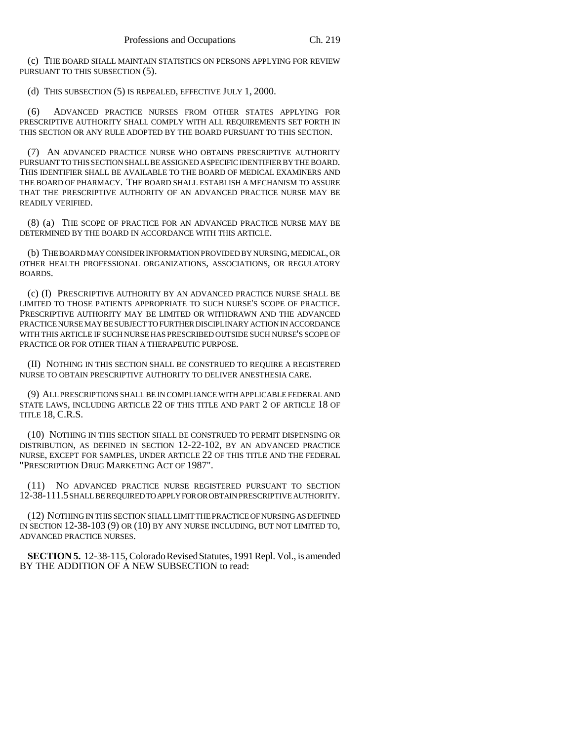(c) THE BOARD SHALL MAINTAIN STATISTICS ON PERSONS APPLYING FOR REVIEW PURSUANT TO THIS SUBSECTION (5).

(d) THIS SUBSECTION (5) IS REPEALED, EFFECTIVE JULY 1, 2000.

(6) ADVANCED PRACTICE NURSES FROM OTHER STATES APPLYING FOR PRESCRIPTIVE AUTHORITY SHALL COMPLY WITH ALL REQUIREMENTS SET FORTH IN THIS SECTION OR ANY RULE ADOPTED BY THE BOARD PURSUANT TO THIS SECTION.

(7) AN ADVANCED PRACTICE NURSE WHO OBTAINS PRESCRIPTIVE AUTHORITY PURSUANT TO THIS SECTION SHALL BE ASSIGNED A SPECIFIC IDENTIFIER BY THE BOARD. THIS IDENTIFIER SHALL BE AVAILABLE TO THE BOARD OF MEDICAL EXAMINERS AND THE BOARD OF PHARMACY. THE BOARD SHALL ESTABLISH A MECHANISM TO ASSURE THAT THE PRESCRIPTIVE AUTHORITY OF AN ADVANCED PRACTICE NURSE MAY BE READILY VERIFIED.

(8) (a) THE SCOPE OF PRACTICE FOR AN ADVANCED PRACTICE NURSE MAY BE DETERMINED BY THE BOARD IN ACCORDANCE WITH THIS ARTICLE.

(b) THE BOARD MAY CONSIDER INFORMATION PROVIDED BY NURSING, MEDICAL, OR OTHER HEALTH PROFESSIONAL ORGANIZATIONS, ASSOCIATIONS, OR REGULATORY BOARDS.

(c) (I) PRESCRIPTIVE AUTHORITY BY AN ADVANCED PRACTICE NURSE SHALL BE LIMITED TO THOSE PATIENTS APPROPRIATE TO SUCH NURSE'S SCOPE OF PRACTICE. PRESCRIPTIVE AUTHORITY MAY BE LIMITED OR WITHDRAWN AND THE ADVANCED PRACTICE NURSE MAY BE SUBJECT TO FURTHER DISCIPLINARY ACTION IN ACCORDANCE WITH THIS ARTICLE IF SUCH NURSE HAS PRESCRIBED OUTSIDE SUCH NURSE'S SCOPE OF PRACTICE OR FOR OTHER THAN A THERAPEUTIC PURPOSE.

(II) NOTHING IN THIS SECTION SHALL BE CONSTRUED TO REQUIRE A REGISTERED NURSE TO OBTAIN PRESCRIPTIVE AUTHORITY TO DELIVER ANESTHESIA CARE.

(9) ALL PRESCRIPTIONS SHALL BE IN COMPLIANCE WITH APPLICABLE FEDERAL AND STATE LAWS, INCLUDING ARTICLE 22 OF THIS TITLE AND PART 2 OF ARTICLE 18 OF TITLE 18, C.R.S.

(10) NOTHING IN THIS SECTION SHALL BE CONSTRUED TO PERMIT DISPENSING OR DISTRIBUTION, AS DEFINED IN SECTION 12-22-102, BY AN ADVANCED PRACTICE NURSE, EXCEPT FOR SAMPLES, UNDER ARTICLE 22 OF THIS TITLE AND THE FEDERAL "PRESCRIPTION DRUG MARKETING ACT OF 1987".

(11) NO ADVANCED PRACTICE NURSE REGISTERED PURSUANT TO SECTION 12-38-111.5 SHALL BE REQUIRED TO APPLY FOR OR OBTAIN PRESCRIPTIVE AUTHORITY.

(12) NOTHING IN THIS SECTION SHALL LIMIT THE PRACTICE OF NURSING AS DEFINED IN SECTION 12-38-103 (9) OR (10) BY ANY NURSE INCLUDING, BUT NOT LIMITED TO, ADVANCED PRACTICE NURSES.

**SECTION 5.** 12-38-115, Colorado Revised Statutes, 1991 Repl. Vol., is amended BY THE ADDITION OF A NEW SUBSECTION to read: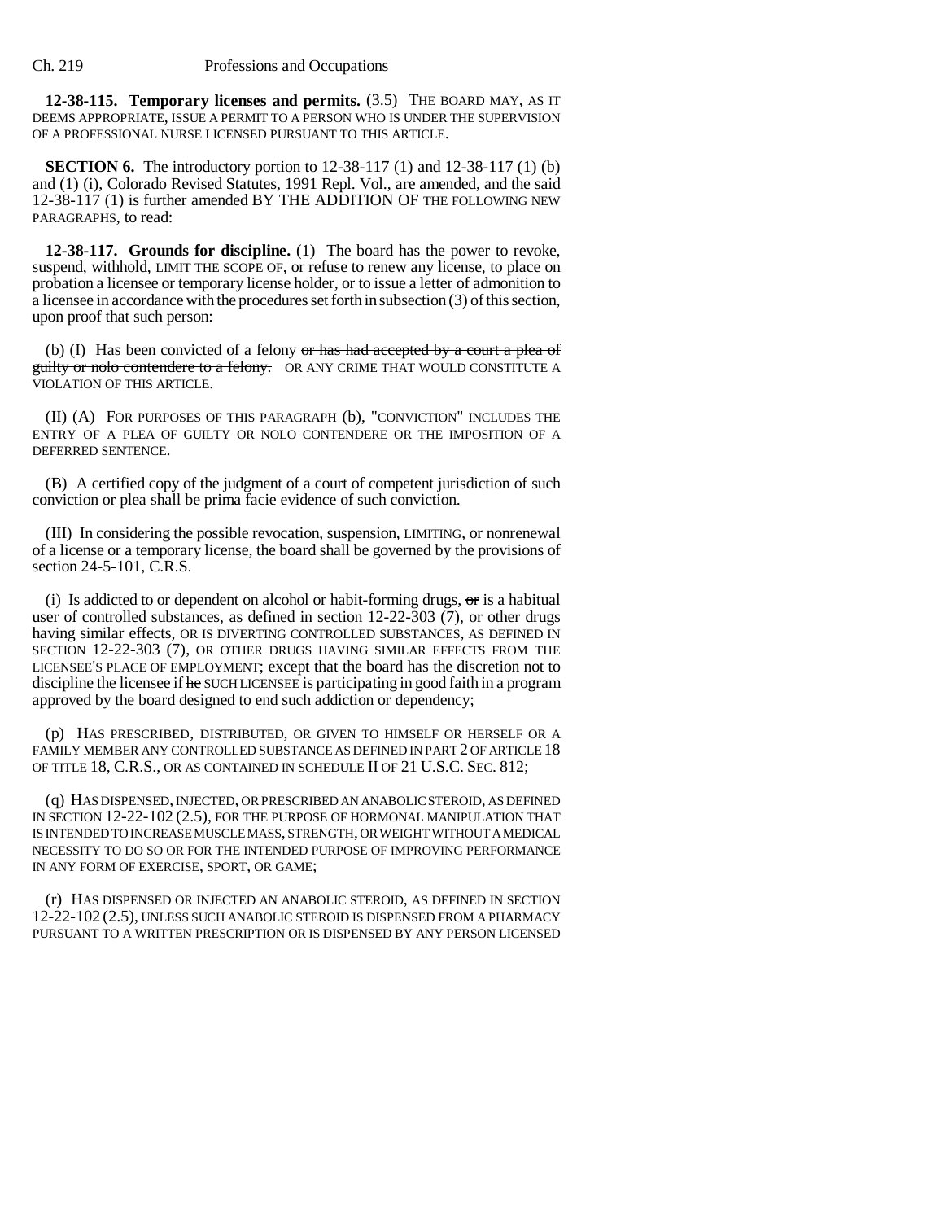**12-38-115. Temporary licenses and permits.** (3.5) THE BOARD MAY, AS IT DEEMS APPROPRIATE, ISSUE A PERMIT TO A PERSON WHO IS UNDER THE SUPERVISION OF A PROFESSIONAL NURSE LICENSED PURSUANT TO THIS ARTICLE.

**SECTION 6.** The introductory portion to 12-38-117 (1) and 12-38-117 (1) (b) and (1) (i), Colorado Revised Statutes, 1991 Repl. Vol., are amended, and the said 12-38-117 (1) is further amended BY THE ADDITION OF THE FOLLOWING NEW PARAGRAPHS, to read:

**12-38-117. Grounds for discipline.** (1) The board has the power to revoke, suspend, withhold, LIMIT THE SCOPE OF, or refuse to renew any license, to place on probation a licensee or temporary license holder, or to issue a letter of admonition to a licensee in accordance with the procedures set forth in subsection (3) of this section, upon proof that such person:

(b) (I) Has been convicted of a felony ~~or has had accepted by a court a plea of guilty or nolo contendere to a felony.~~ OR ANY CRIME THAT WOULD CONSTITUTE A VIOLATION OF THIS ARTICLE.

(II) (A) FOR PURPOSES OF THIS PARAGRAPH (b), "CONVICTION" INCLUDES THE ENTRY OF A PLEA OF GUILTY OR NOLO CONTENDERE OR THE IMPOSITION OF A DEFERRED SENTENCE.

(B) A certified copy of the judgment of a court of competent jurisdiction of such conviction or plea shall be prima facie evidence of such conviction.

(III) In considering the possible revocation, suspension, LIMITING, or nonrenewal of a license or a temporary license, the board shall be governed by the provisions of section 24-5-101, C.R.S.

(i) Is addicted to or dependent on alcohol or habit-forming drugs, ~~or~~ is a habitual user of controlled substances, as defined in section 12-22-303 (7), or other drugs having similar effects, OR IS DIVERTING CONTROLLED SUBSTANCES, AS DEFINED IN SECTION 12-22-303 (7), OR OTHER DRUGS HAVING SIMILAR EFFECTS FROM THE LICENSEE'S PLACE OF EMPLOYMENT; except that the board has the discretion not to discipline the licensee if ~~he~~ SUCH LICENSEE is participating in good faith in a program approved by the board designed to end such addiction or dependency;

(p) HAS PRESCRIBED, DISTRIBUTED, OR GIVEN TO HIMSELF OR HERSELF OR A FAMILY MEMBER ANY CONTROLLED SUBSTANCE AS DEFINED IN PART 2 OF ARTICLE 18 OF TITLE 18, C.R.S., OR AS CONTAINED IN SCHEDULE II OF 21 U.S.C. SEC. 812;

(q) HAS DISPENSED, INJECTED, OR PRESCRIBED AN ANABOLIC STEROID, AS DEFINED IN SECTION 12-22-102 (2.5), FOR THE PURPOSE OF HORMONAL MANIPULATION THAT IS INTENDED TO INCREASE MUSCLE MASS, STRENGTH, OR WEIGHT WITHOUT A MEDICAL NECESSITY TO DO SO OR FOR THE INTENDED PURPOSE OF IMPROVING PERFORMANCE IN ANY FORM OF EXERCISE, SPORT, OR GAME;

(r) HAS DISPENSED OR INJECTED AN ANABOLIC STEROID, AS DEFINED IN SECTION 12-22-102 (2.5), UNLESS SUCH ANABOLIC STEROID IS DISPENSED FROM A PHARMACY PURSUANT TO A WRITTEN PRESCRIPTION OR IS DISPENSED BY ANY PERSON LICENSED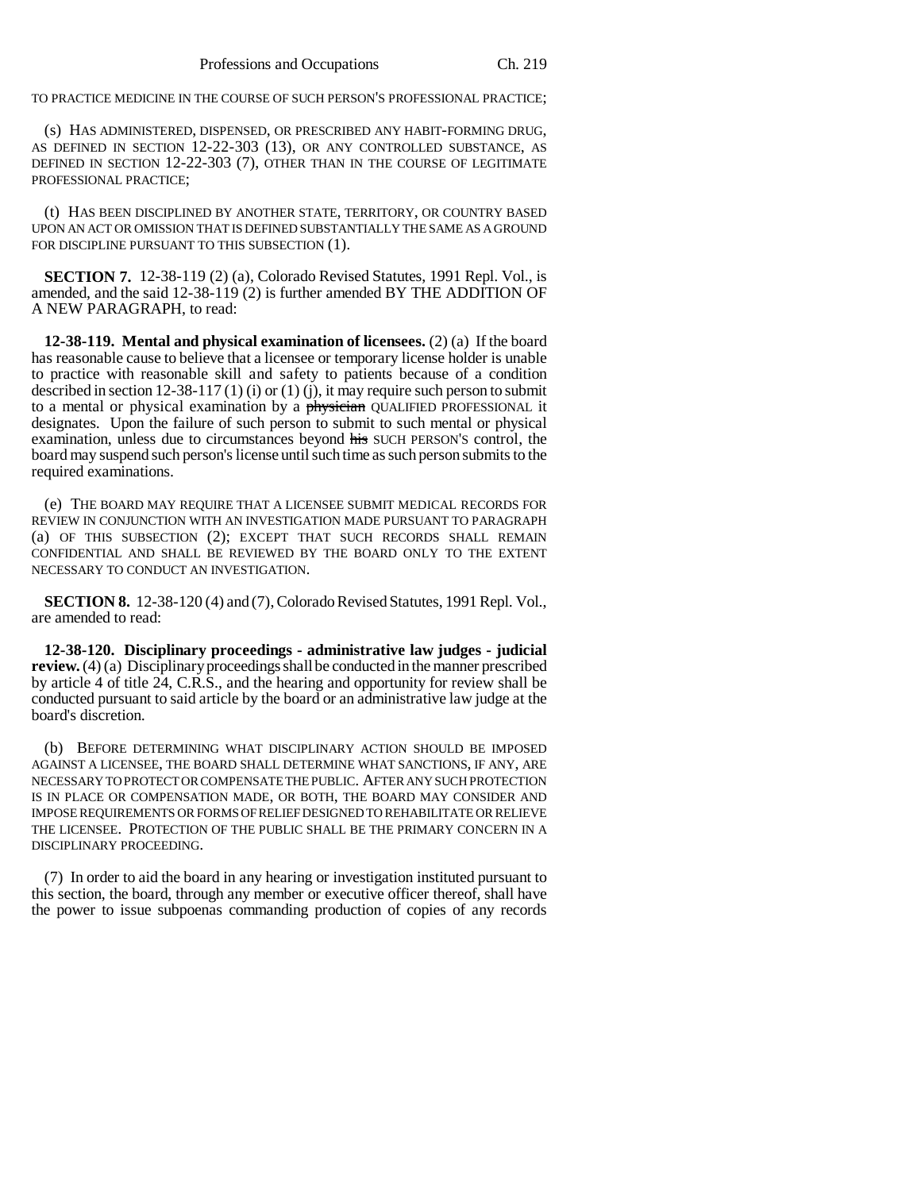TO PRACTICE MEDICINE IN THE COURSE OF SUCH PERSON'S PROFESSIONAL PRACTICE;

(s) HAS ADMINISTERED, DISPENSED, OR PRESCRIBED ANY HABIT-FORMING DRUG, AS DEFINED IN SECTION 12-22-303 (13), OR ANY CONTROLLED SUBSTANCE, AS DEFINED IN SECTION 12-22-303 (7), OTHER THAN IN THE COURSE OF LEGITIMATE PROFESSIONAL PRACTICE;

(t) HAS BEEN DISCIPLINED BY ANOTHER STATE, TERRITORY, OR COUNTRY BASED UPON AN ACT OR OMISSION THAT IS DEFINED SUBSTANTIALLY THE SAME AS A GROUND FOR DISCIPLINE PURSUANT TO THIS SUBSECTION (1).

**SECTION 7.** 12-38-119 (2) (a), Colorado Revised Statutes, 1991 Repl. Vol., is amended, and the said 12-38-119 (2) is further amended BY THE ADDITION OF A NEW PARAGRAPH, to read:

**12-38-119. Mental and physical examination of licensees.** (2) (a) If the board has reasonable cause to believe that a licensee or temporary license holder is unable to practice with reasonable skill and safety to patients because of a condition described in section 12-38-117 (1) (i) or (1) (j), it may require such person to submit to a mental or physical examination by a ~~physician~~ QUALIFIED PROFESSIONAL it designates. Upon the failure of such person to submit to such mental or physical examination, unless due to circumstances beyond ~~his~~ SUCH PERSON'S control, the board may suspend such person's license until such time as such person submits to the required examinations.

(e) THE BOARD MAY REQUIRE THAT A LICENSEE SUBMIT MEDICAL RECORDS FOR REVIEW IN CONJUNCTION WITH AN INVESTIGATION MADE PURSUANT TO PARAGRAPH (a) OF THIS SUBSECTION (2); EXCEPT THAT SUCH RECORDS SHALL REMAIN CONFIDENTIAL AND SHALL BE REVIEWED BY THE BOARD ONLY TO THE EXTENT NECESSARY TO CONDUCT AN INVESTIGATION.

**SECTION 8.** 12-38-120 (4) and (7), Colorado Revised Statutes, 1991 Repl. Vol., are amended to read:

**12-38-120. Disciplinary proceedings - administrative law judges - judicial review.** (4) (a) Disciplinary proceedings shall be conducted in the manner prescribed by article 4 of title 24, C.R.S., and the hearing and opportunity for review shall be conducted pursuant to said article by the board or an administrative law judge at the board's discretion.

(b) BEFORE DETERMINING WHAT DISCIPLINARY ACTION SHOULD BE IMPOSED AGAINST A LICENSEE, THE BOARD SHALL DETERMINE WHAT SANCTIONS, IF ANY, ARE NECESSARY TO PROTECT OR COMPENSATE THE PUBLIC. AFTER ANY SUCH PROTECTION IS IN PLACE OR COMPENSATION MADE, OR BOTH, THE BOARD MAY CONSIDER AND IMPOSE REQUIREMENTS OR FORMS OF RELIEF DESIGNED TO REHABILITATE OR RELIEVE THE LICENSEE. PROTECTION OF THE PUBLIC SHALL BE THE PRIMARY CONCERN IN A DISCIPLINARY PROCEEDING.

(7) In order to aid the board in any hearing or investigation instituted pursuant to this section, the board, through any member or executive officer thereof, shall have the power to issue subpoenas commanding production of copies of any records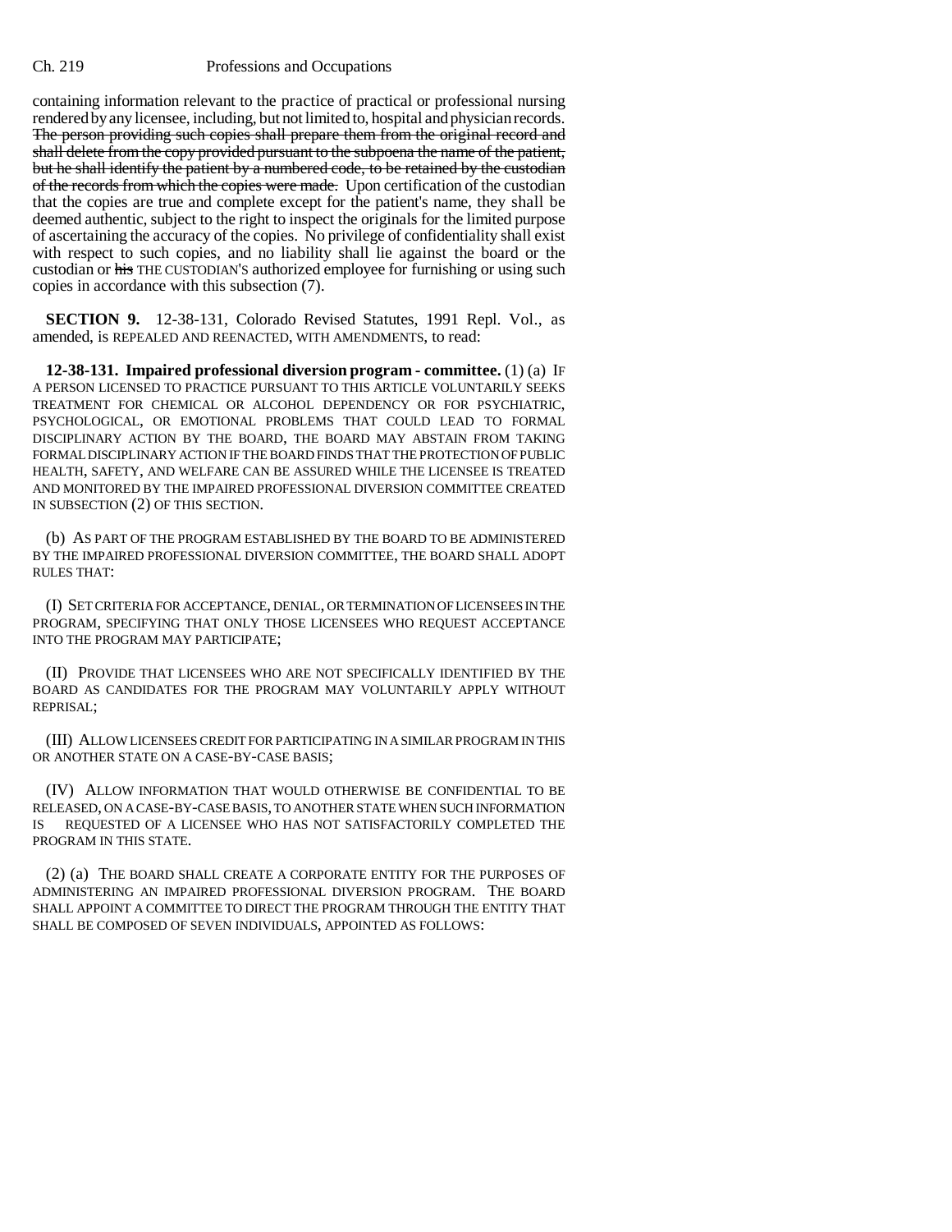containing information relevant to the practice of practical or professional nursing rendered by any licensee, including, but not limited to, hospital and physician records. ~~The person providing such copies shall prepare them from the original record and shall delete from the copy provided pursuant to the subpoena the name of the patient, but he shall identify the patient by a numbered code, to be retained by the custodian of the records from which the copies were made.~~ Upon certification of the custodian that the copies are true and complete except for the patient's name, they shall be deemed authentic, subject to the right to inspect the originals for the limited purpose of ascertaining the accuracy of the copies. No privilege of confidentiality shall exist with respect to such copies, and no liability shall lie against the board or the custodian or ~~his~~ THE CUSTODIAN'S authorized employee for furnishing or using such copies in accordance with this subsection (7).

**SECTION 9.** 12-38-131, Colorado Revised Statutes, 1991 Repl. Vol., as amended, is REPEALED AND REENACTED, WITH AMENDMENTS, to read:

**12-38-131. Impaired professional diversion program - committee.** (1) (a) IF A PERSON LICENSED TO PRACTICE PURSUANT TO THIS ARTICLE VOLUNTARILY SEEKS TREATMENT FOR CHEMICAL OR ALCOHOL DEPENDENCY OR FOR PSYCHIATRIC, PSYCHOLOGICAL, OR EMOTIONAL PROBLEMS THAT COULD LEAD TO FORMAL DISCIPLINARY ACTION BY THE BOARD, THE BOARD MAY ABSTAIN FROM TAKING FORMAL DISCIPLINARY ACTION IF THE BOARD FINDS THAT THE PROTECTION OF PUBLIC HEALTH, SAFETY, AND WELFARE CAN BE ASSURED WHILE THE LICENSEE IS TREATED AND MONITORED BY THE IMPAIRED PROFESSIONAL DIVERSION COMMITTEE CREATED IN SUBSECTION (2) OF THIS SECTION.

(b) AS PART OF THE PROGRAM ESTABLISHED BY THE BOARD TO BE ADMINISTERED BY THE IMPAIRED PROFESSIONAL DIVERSION COMMITTEE, THE BOARD SHALL ADOPT RULES THAT:

(I) SET CRITERIA FOR ACCEPTANCE, DENIAL, OR TERMINATION OF LICENSEES IN THE PROGRAM, SPECIFYING THAT ONLY THOSE LICENSEES WHO REQUEST ACCEPTANCE INTO THE PROGRAM MAY PARTICIPATE;

(II) PROVIDE THAT LICENSEES WHO ARE NOT SPECIFICALLY IDENTIFIED BY THE BOARD AS CANDIDATES FOR THE PROGRAM MAY VOLUNTARILY APPLY WITHOUT REPRISAL;

(III) ALLOW LICENSEES CREDIT FOR PARTICIPATING IN A SIMILAR PROGRAM IN THIS OR ANOTHER STATE ON A CASE-BY-CASE BASIS;

(IV) ALLOW INFORMATION THAT WOULD OTHERWISE BE CONFIDENTIAL TO BE RELEASED, ON A CASE-BY-CASE BASIS, TO ANOTHER STATE WHEN SUCH INFORMATION IS REQUESTED OF A LICENSEE WHO HAS NOT SATISFACTORILY COMPLETED THE PROGRAM IN THIS STATE.

(2) (a) THE BOARD SHALL CREATE A CORPORATE ENTITY FOR THE PURPOSES OF ADMINISTERING AN IMPAIRED PROFESSIONAL DIVERSION PROGRAM. THE BOARD SHALL APPOINT A COMMITTEE TO DIRECT THE PROGRAM THROUGH THE ENTITY THAT SHALL BE COMPOSED OF SEVEN INDIVIDUALS, APPOINTED AS FOLLOWS: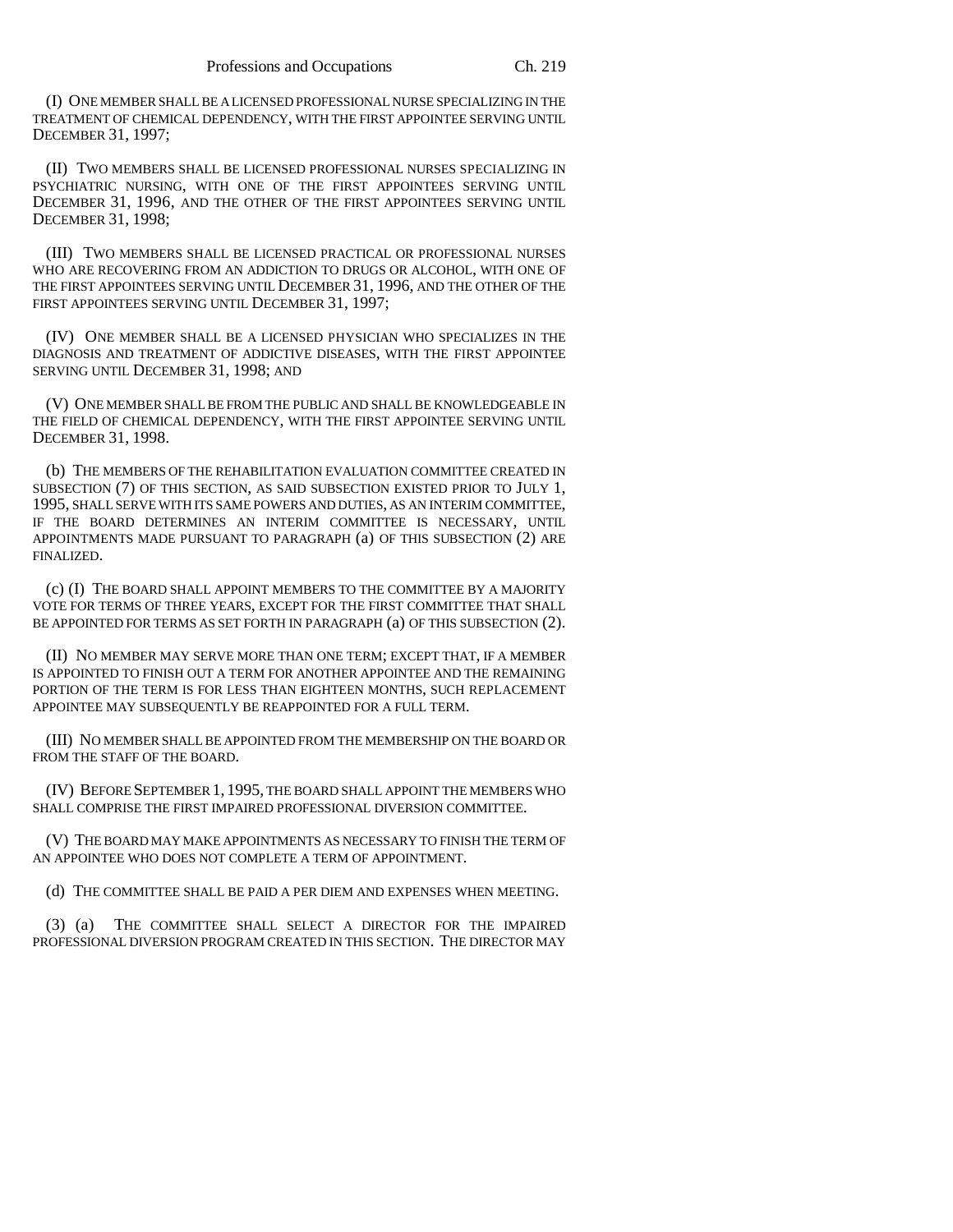(I) ONE MEMBER SHALL BE A LICENSED PROFESSIONAL NURSE SPECIALIZING IN THE TREATMENT OF CHEMICAL DEPENDENCY, WITH THE FIRST APPOINTEE SERVING UNTIL DECEMBER 31, 1997;

(II) TWO MEMBERS SHALL BE LICENSED PROFESSIONAL NURSES SPECIALIZING IN PSYCHIATRIC NURSING, WITH ONE OF THE FIRST APPOINTEES SERVING UNTIL DECEMBER 31, 1996, AND THE OTHER OF THE FIRST APPOINTEES SERVING UNTIL DECEMBER 31, 1998;

(III) TWO MEMBERS SHALL BE LICENSED PRACTICAL OR PROFESSIONAL NURSES WHO ARE RECOVERING FROM AN ADDICTION TO DRUGS OR ALCOHOL, WITH ONE OF THE FIRST APPOINTEES SERVING UNTIL DECEMBER 31, 1996, AND THE OTHER OF THE FIRST APPOINTEES SERVING UNTIL DECEMBER 31, 1997;

(IV) ONE MEMBER SHALL BE A LICENSED PHYSICIAN WHO SPECIALIZES IN THE DIAGNOSIS AND TREATMENT OF ADDICTIVE DISEASES, WITH THE FIRST APPOINTEE SERVING UNTIL DECEMBER 31, 1998; AND

(V) ONE MEMBER SHALL BE FROM THE PUBLIC AND SHALL BE KNOWLEDGEABLE IN THE FIELD OF CHEMICAL DEPENDENCY, WITH THE FIRST APPOINTEE SERVING UNTIL DECEMBER 31, 1998.

(b) THE MEMBERS OF THE REHABILITATION EVALUATION COMMITTEE CREATED IN SUBSECTION (7) OF THIS SECTION, AS SAID SUBSECTION EXISTED PRIOR TO JULY 1, 1995, SHALL SERVE WITH ITS SAME POWERS AND DUTIES, AS AN INTERIM COMMITTEE, IF THE BOARD DETERMINES AN INTERIM COMMITTEE IS NECESSARY, UNTIL APPOINTMENTS MADE PURSUANT TO PARAGRAPH (a) OF THIS SUBSECTION (2) ARE FINALIZED.

(c) (I) THE BOARD SHALL APPOINT MEMBERS TO THE COMMITTEE BY A MAJORITY VOTE FOR TERMS OF THREE YEARS, EXCEPT FOR THE FIRST COMMITTEE THAT SHALL BE APPOINTED FOR TERMS AS SET FORTH IN PARAGRAPH (a) OF THIS SUBSECTION (2).

(II) NO MEMBER MAY SERVE MORE THAN ONE TERM; EXCEPT THAT, IF A MEMBER IS APPOINTED TO FINISH OUT A TERM FOR ANOTHER APPOINTEE AND THE REMAINING PORTION OF THE TERM IS FOR LESS THAN EIGHTEEN MONTHS, SUCH REPLACEMENT APPOINTEE MAY SUBSEQUENTLY BE REAPPOINTED FOR A FULL TERM.

(III) NO MEMBER SHALL BE APPOINTED FROM THE MEMBERSHIP ON THE BOARD OR FROM THE STAFF OF THE BOARD.

(IV) BEFORE SEPTEMBER 1, 1995, THE BOARD SHALL APPOINT THE MEMBERS WHO SHALL COMPRISE THE FIRST IMPAIRED PROFESSIONAL DIVERSION COMMITTEE.

(V) THE BOARD MAY MAKE APPOINTMENTS AS NECESSARY TO FINISH THE TERM OF AN APPOINTEE WHO DOES NOT COMPLETE A TERM OF APPOINTMENT.

(d) THE COMMITTEE SHALL BE PAID A PER DIEM AND EXPENSES WHEN MEETING.

(3) (a) THE COMMITTEE SHALL SELECT A DIRECTOR FOR THE IMPAIRED PROFESSIONAL DIVERSION PROGRAM CREATED IN THIS SECTION. THE DIRECTOR MAY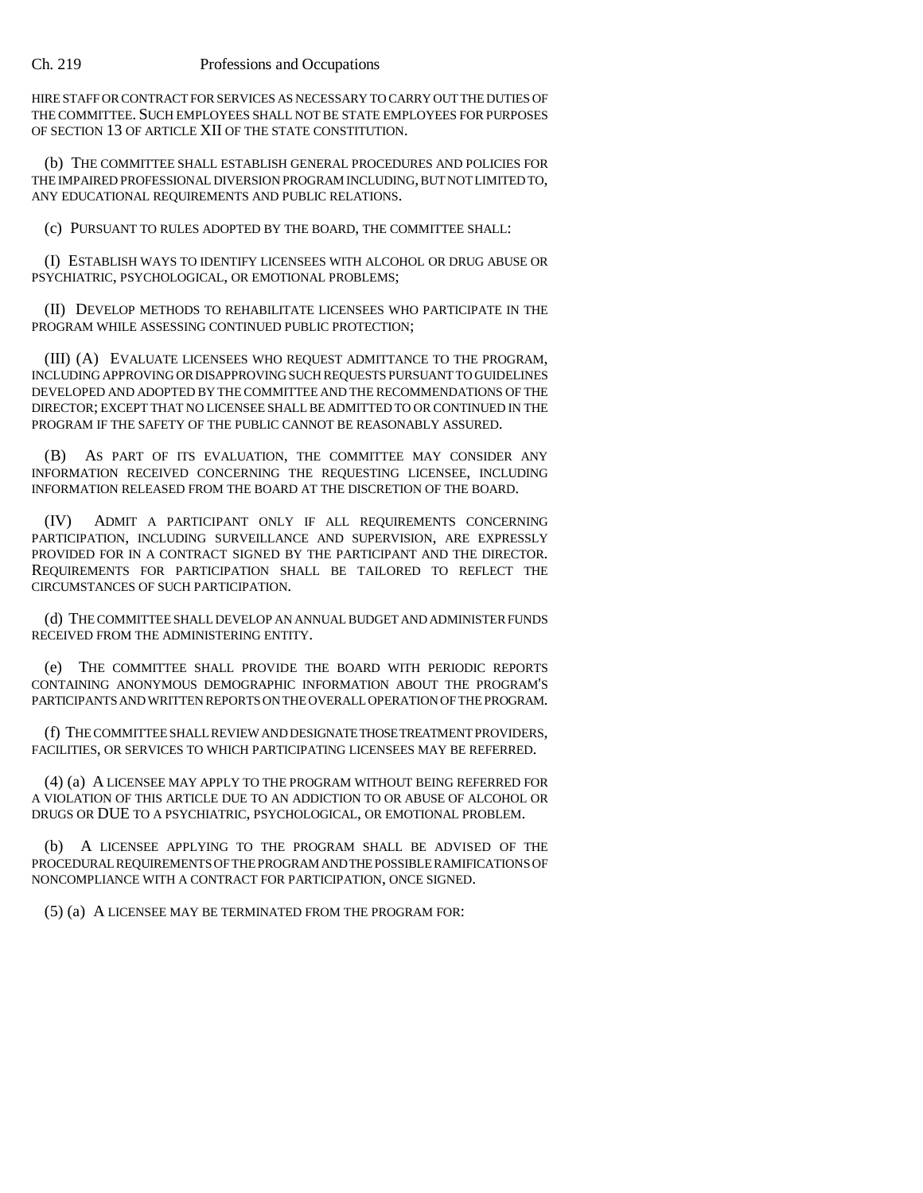HIRE STAFF OR CONTRACT FOR SERVICES AS NECESSARY TO CARRY OUT THE DUTIES OF THE COMMITTEE. SUCH EMPLOYEES SHALL NOT BE STATE EMPLOYEES FOR PURPOSES OF SECTION 13 OF ARTICLE XII OF THE STATE CONSTITUTION.

(b) THE COMMITTEE SHALL ESTABLISH GENERAL PROCEDURES AND POLICIES FOR THE IMPAIRED PROFESSIONAL DIVERSION PROGRAM INCLUDING, BUT NOT LIMITED TO, ANY EDUCATIONAL REQUIREMENTS AND PUBLIC RELATIONS.

(c) PURSUANT TO RULES ADOPTED BY THE BOARD, THE COMMITTEE SHALL:

(I) ESTABLISH WAYS TO IDENTIFY LICENSEES WITH ALCOHOL OR DRUG ABUSE OR PSYCHIATRIC, PSYCHOLOGICAL, OR EMOTIONAL PROBLEMS;

(II) DEVELOP METHODS TO REHABILITATE LICENSEES WHO PARTICIPATE IN THE PROGRAM WHILE ASSESSING CONTINUED PUBLIC PROTECTION;

(III) (A) EVALUATE LICENSEES WHO REQUEST ADMITTANCE TO THE PROGRAM, INCLUDING APPROVING OR DISAPPROVING SUCH REQUESTS PURSUANT TO GUIDELINES DEVELOPED AND ADOPTED BY THE COMMITTEE AND THE RECOMMENDATIONS OF THE DIRECTOR; EXCEPT THAT NO LICENSEE SHALL BE ADMITTED TO OR CONTINUED IN THE PROGRAM IF THE SAFETY OF THE PUBLIC CANNOT BE REASONABLY ASSURED.

(B) AS PART OF ITS EVALUATION, THE COMMITTEE MAY CONSIDER ANY INFORMATION RECEIVED CONCERNING THE REQUESTING LICENSEE, INCLUDING INFORMATION RELEASED FROM THE BOARD AT THE DISCRETION OF THE BOARD.

(IV) ADMIT A PARTICIPANT ONLY IF ALL REQUIREMENTS CONCERNING PARTICIPATION, INCLUDING SURVEILLANCE AND SUPERVISION, ARE EXPRESSLY PROVIDED FOR IN A CONTRACT SIGNED BY THE PARTICIPANT AND THE DIRECTOR. REQUIREMENTS FOR PARTICIPATION SHALL BE TAILORED TO REFLECT THE CIRCUMSTANCES OF SUCH PARTICIPATION.

(d) THE COMMITTEE SHALL DEVELOP AN ANNUAL BUDGET AND ADMINISTER FUNDS RECEIVED FROM THE ADMINISTERING ENTITY.

(e) THE COMMITTEE SHALL PROVIDE THE BOARD WITH PERIODIC REPORTS CONTAINING ANONYMOUS DEMOGRAPHIC INFORMATION ABOUT THE PROGRAM'S PARTICIPANTS AND WRITTEN REPORTS ON THE OVERALL OPERATION OF THE PROGRAM.

(f) THE COMMITTEE SHALL REVIEW AND DESIGNATE THOSE TREATMENT PROVIDERS, FACILITIES, OR SERVICES TO WHICH PARTICIPATING LICENSEES MAY BE REFERRED.

(4) (a) A LICENSEE MAY APPLY TO THE PROGRAM WITHOUT BEING REFERRED FOR A VIOLATION OF THIS ARTICLE DUE TO AN ADDICTION TO OR ABUSE OF ALCOHOL OR DRUGS OR DUE TO A PSYCHIATRIC, PSYCHOLOGICAL, OR EMOTIONAL PROBLEM.

(b) A LICENSEE APPLYING TO THE PROGRAM SHALL BE ADVISED OF THE PROCEDURAL REQUIREMENTS OF THE PROGRAM AND THE POSSIBLE RAMIFICATIONS OF NONCOMPLIANCE WITH A CONTRACT FOR PARTICIPATION, ONCE SIGNED.

(5) (a) A LICENSEE MAY BE TERMINATED FROM THE PROGRAM FOR: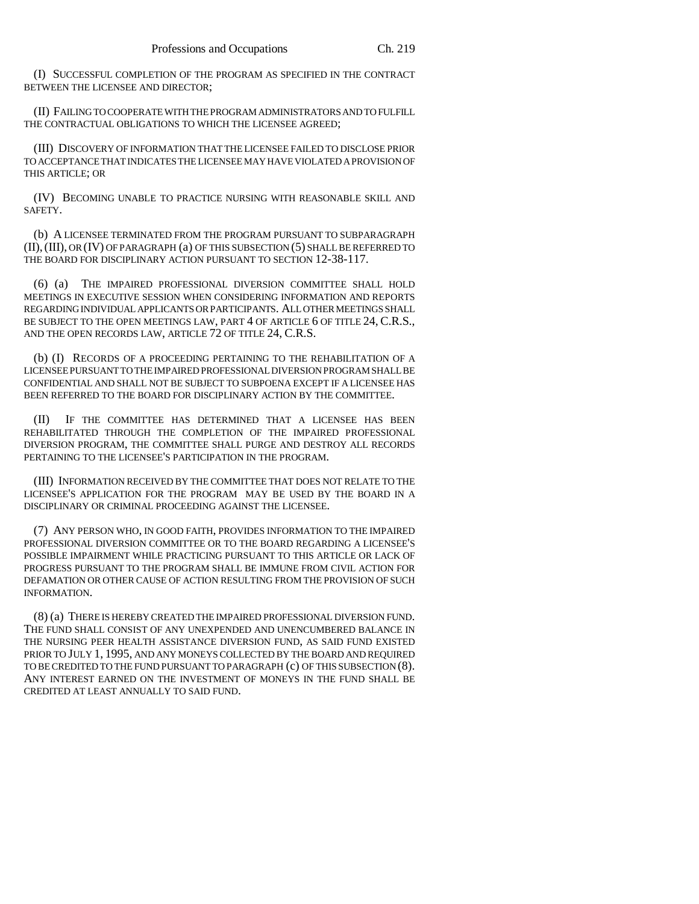(I) SUCCESSFUL COMPLETION OF THE PROGRAM AS SPECIFIED IN THE CONTRACT BETWEEN THE LICENSEE AND DIRECTOR;

(II) FAILING TO COOPERATE WITH THE PROGRAM ADMINISTRATORS AND TO FULFILL THE CONTRACTUAL OBLIGATIONS TO WHICH THE LICENSEE AGREED;

(III) DISCOVERY OF INFORMATION THAT THE LICENSEE FAILED TO DISCLOSE PRIOR TO ACCEPTANCE THAT INDICATES THE LICENSEE MAY HAVE VIOLATED A PROVISION OF THIS ARTICLE; OR

(IV) BECOMING UNABLE TO PRACTICE NURSING WITH REASONABLE SKILL AND SAFETY.

(b) A LICENSEE TERMINATED FROM THE PROGRAM PURSUANT TO SUBPARAGRAPH (II), (III), OR (IV) OF PARAGRAPH (a) OF THIS SUBSECTION (5) SHALL BE REFERRED TO THE BOARD FOR DISCIPLINARY ACTION PURSUANT TO SECTION 12-38-117.

(6) (a) THE IMPAIRED PROFESSIONAL DIVERSION COMMITTEE SHALL HOLD MEETINGS IN EXECUTIVE SESSION WHEN CONSIDERING INFORMATION AND REPORTS REGARDING INDIVIDUAL APPLICANTS OR PARTICIPANTS. ALL OTHER MEETINGS SHALL BE SUBJECT TO THE OPEN MEETINGS LAW, PART 4 OF ARTICLE 6 OF TITLE 24, C.R.S., AND THE OPEN RECORDS LAW, ARTICLE 72 OF TITLE 24, C.R.S.

(b) (I) RECORDS OF A PROCEEDING PERTAINING TO THE REHABILITATION OF A LICENSEE PURSUANT TO THE IMPAIRED PROFESSIONAL DIVERSION PROGRAM SHALL BE CONFIDENTIAL AND SHALL NOT BE SUBJECT TO SUBPOENA EXCEPT IF A LICENSEE HAS BEEN REFERRED TO THE BOARD FOR DISCIPLINARY ACTION BY THE COMMITTEE.

(II) IF THE COMMITTEE HAS DETERMINED THAT A LICENSEE HAS BEEN REHABILITATED THROUGH THE COMPLETION OF THE IMPAIRED PROFESSIONAL DIVERSION PROGRAM, THE COMMITTEE SHALL PURGE AND DESTROY ALL RECORDS PERTAINING TO THE LICENSEE'S PARTICIPATION IN THE PROGRAM.

(III) INFORMATION RECEIVED BY THE COMMITTEE THAT DOES NOT RELATE TO THE LICENSEE'S APPLICATION FOR THE PROGRAM MAY BE USED BY THE BOARD IN A DISCIPLINARY OR CRIMINAL PROCEEDING AGAINST THE LICENSEE.

(7) ANY PERSON WHO, IN GOOD FAITH, PROVIDES INFORMATION TO THE IMPAIRED PROFESSIONAL DIVERSION COMMITTEE OR TO THE BOARD REGARDING A LICENSEE'S POSSIBLE IMPAIRMENT WHILE PRACTICING PURSUANT TO THIS ARTICLE OR LACK OF PROGRESS PURSUANT TO THE PROGRAM SHALL BE IMMUNE FROM CIVIL ACTION FOR DEFAMATION OR OTHER CAUSE OF ACTION RESULTING FROM THE PROVISION OF SUCH INFORMATION.

(8) (a) THERE IS HEREBY CREATED THE IMPAIRED PROFESSIONAL DIVERSION FUND. THE FUND SHALL CONSIST OF ANY UNEXPENDED AND UNENCUMBERED BALANCE IN THE NURSING PEER HEALTH ASSISTANCE DIVERSION FUND, AS SAID FUND EXISTED PRIOR TO JULY 1, 1995, AND ANY MONEYS COLLECTED BY THE BOARD AND REQUIRED TO BE CREDITED TO THE FUND PURSUANT TO PARAGRAPH (c) OF THIS SUBSECTION (8). ANY INTEREST EARNED ON THE INVESTMENT OF MONEYS IN THE FUND SHALL BE CREDITED AT LEAST ANNUALLY TO SAID FUND.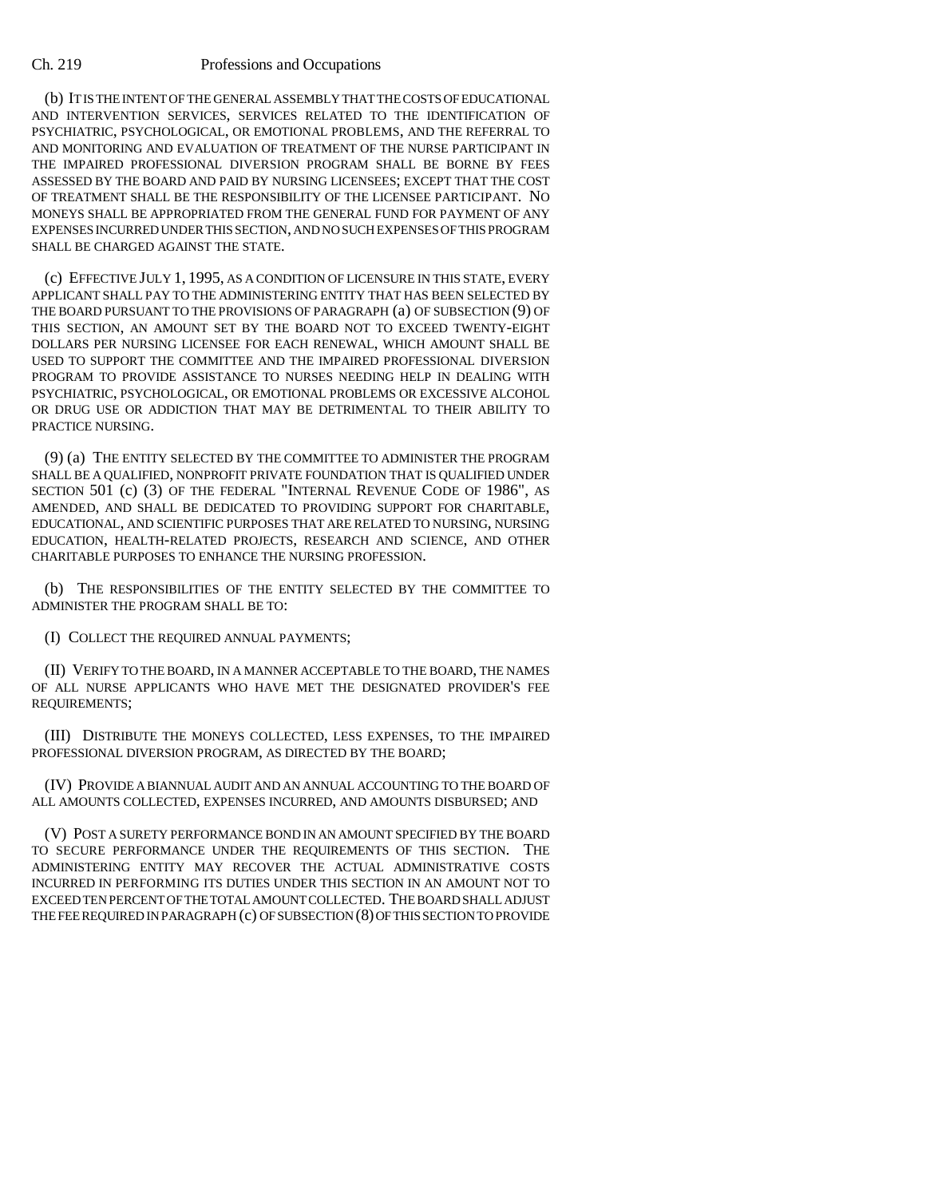(b) IT IS THE INTENT OF THE GENERAL ASSEMBLY THAT THE COSTS OF EDUCATIONAL AND INTERVENTION SERVICES, SERVICES RELATED TO THE IDENTIFICATION OF PSYCHIATRIC, PSYCHOLOGICAL, OR EMOTIONAL PROBLEMS, AND THE REFERRAL TO AND MONITORING AND EVALUATION OF TREATMENT OF THE NURSE PARTICIPANT IN THE IMPAIRED PROFESSIONAL DIVERSION PROGRAM SHALL BE BORNE BY FEES ASSESSED BY THE BOARD AND PAID BY NURSING LICENSEES; EXCEPT THAT THE COST OF TREATMENT SHALL BE THE RESPONSIBILITY OF THE LICENSEE PARTICIPANT. NO MONEYS SHALL BE APPROPRIATED FROM THE GENERAL FUND FOR PAYMENT OF ANY EXPENSES INCURRED UNDER THIS SECTION, AND NO SUCH EXPENSES OF THIS PROGRAM SHALL BE CHARGED AGAINST THE STATE.

(c) EFFECTIVE JULY 1, 1995, AS A CONDITION OF LICENSURE IN THIS STATE, EVERY APPLICANT SHALL PAY TO THE ADMINISTERING ENTITY THAT HAS BEEN SELECTED BY THE BOARD PURSUANT TO THE PROVISIONS OF PARAGRAPH (a) OF SUBSECTION (9) OF THIS SECTION, AN AMOUNT SET BY THE BOARD NOT TO EXCEED TWENTY-EIGHT DOLLARS PER NURSING LICENSEE FOR EACH RENEWAL, WHICH AMOUNT SHALL BE USED TO SUPPORT THE COMMITTEE AND THE IMPAIRED PROFESSIONAL DIVERSION PROGRAM TO PROVIDE ASSISTANCE TO NURSES NEEDING HELP IN DEALING WITH PSYCHIATRIC, PSYCHOLOGICAL, OR EMOTIONAL PROBLEMS OR EXCESSIVE ALCOHOL OR DRUG USE OR ADDICTION THAT MAY BE DETRIMENTAL TO THEIR ABILITY TO PRACTICE NURSING.

(9) (a) THE ENTITY SELECTED BY THE COMMITTEE TO ADMINISTER THE PROGRAM SHALL BE A QUALIFIED, NONPROFIT PRIVATE FOUNDATION THAT IS QUALIFIED UNDER SECTION 501 (c) (3) OF THE FEDERAL "INTERNAL REVENUE CODE OF 1986", AS AMENDED, AND SHALL BE DEDICATED TO PROVIDING SUPPORT FOR CHARITABLE, EDUCATIONAL, AND SCIENTIFIC PURPOSES THAT ARE RELATED TO NURSING, NURSING EDUCATION, HEALTH-RELATED PROJECTS, RESEARCH AND SCIENCE, AND OTHER CHARITABLE PURPOSES TO ENHANCE THE NURSING PROFESSION.

(b) THE RESPONSIBILITIES OF THE ENTITY SELECTED BY THE COMMITTEE TO ADMINISTER THE PROGRAM SHALL BE TO:

(I) COLLECT THE REQUIRED ANNUAL PAYMENTS;

(II) VERIFY TO THE BOARD, IN A MANNER ACCEPTABLE TO THE BOARD, THE NAMES OF ALL NURSE APPLICANTS WHO HAVE MET THE DESIGNATED PROVIDER'S FEE REQUIREMENTS;

(III) DISTRIBUTE THE MONEYS COLLECTED, LESS EXPENSES, TO THE IMPAIRED PROFESSIONAL DIVERSION PROGRAM, AS DIRECTED BY THE BOARD;

(IV) PROVIDE A BIANNUAL AUDIT AND AN ANNUAL ACCOUNTING TO THE BOARD OF ALL AMOUNTS COLLECTED, EXPENSES INCURRED, AND AMOUNTS DISBURSED; AND

(V) POST A SURETY PERFORMANCE BOND IN AN AMOUNT SPECIFIED BY THE BOARD TO SECURE PERFORMANCE UNDER THE REQUIREMENTS OF THIS SECTION. THE ADMINISTERING ENTITY MAY RECOVER THE ACTUAL ADMINISTRATIVE COSTS INCURRED IN PERFORMING ITS DUTIES UNDER THIS SECTION IN AN AMOUNT NOT TO EXCEED TEN PERCENT OF THE TOTAL AMOUNT COLLECTED. THE BOARD SHALL ADJUST THE FEE REQUIRED IN PARAGRAPH (c) OF SUBSECTION (8) OF THIS SECTION TO PROVIDE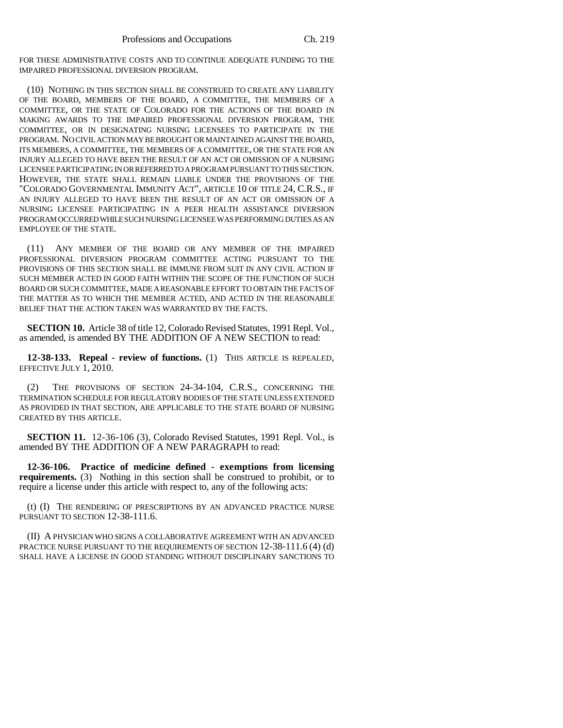FOR THESE ADMINISTRATIVE COSTS AND TO CONTINUE ADEQUATE FUNDING TO THE IMPAIRED PROFESSIONAL DIVERSION PROGRAM.

(10) NOTHING IN THIS SECTION SHALL BE CONSTRUED TO CREATE ANY LIABILITY OF THE BOARD, MEMBERS OF THE BOARD, A COMMITTEE, THE MEMBERS OF A COMMITTEE, OR THE STATE OF COLORADO FOR THE ACTIONS OF THE BOARD IN MAKING AWARDS TO THE IMPAIRED PROFESSIONAL DIVERSION PROGRAM, THE COMMITTEE, OR IN DESIGNATING NURSING LICENSEES TO PARTICIPATE IN THE PROGRAM. NO CIVIL ACTION MAY BE BROUGHT OR MAINTAINED AGAINST THE BOARD, ITS MEMBERS, A COMMITTEE, THE MEMBERS OF A COMMITTEE, OR THE STATE FOR AN INJURY ALLEGED TO HAVE BEEN THE RESULT OF AN ACT OR OMISSION OF A NURSING LICENSEE PARTICIPATING IN OR REFERRED TO A PROGRAM PURSUANT TO THIS SECTION. HOWEVER, THE STATE SHALL REMAIN LIABLE UNDER THE PROVISIONS OF THE "COLORADO GOVERNMENTAL IMMUNITY ACT", ARTICLE 10 OF TITLE 24, C.R.S., IF AN INJURY ALLEGED TO HAVE BEEN THE RESULT OF AN ACT OR OMISSION OF A NURSING LICENSEE PARTICIPATING IN A PEER HEALTH ASSISTANCE DIVERSION PROGRAM OCCURRED WHILE SUCH NURSING LICENSEE WAS PERFORMING DUTIES AS AN EMPLOYEE OF THE STATE.

(11) ANY MEMBER OF THE BOARD OR ANY MEMBER OF THE IMPAIRED PROFESSIONAL DIVERSION PROGRAM COMMITTEE ACTING PURSUANT TO THE PROVISIONS OF THIS SECTION SHALL BE IMMUNE FROM SUIT IN ANY CIVIL ACTION IF SUCH MEMBER ACTED IN GOOD FAITH WITHIN THE SCOPE OF THE FUNCTION OF SUCH BOARD OR SUCH COMMITTEE, MADE A REASONABLE EFFORT TO OBTAIN THE FACTS OF THE MATTER AS TO WHICH THE MEMBER ACTED, AND ACTED IN THE REASONABLE BELIEF THAT THE ACTION TAKEN WAS WARRANTED BY THE FACTS.

**SECTION 10.** Article 38 of title 12, Colorado Revised Statutes, 1991 Repl. Vol., as amended, is amended BY THE ADDITION OF A NEW SECTION to read:

**12-38-133. Repeal - review of functions.** (1) THIS ARTICLE IS REPEALED, EFFECTIVE JULY 1, 2010.

(2) THE PROVISIONS OF SECTION 24-34-104, C.R.S., CONCERNING THE TERMINATION SCHEDULE FOR REGULATORY BODIES OF THE STATE UNLESS EXTENDED AS PROVIDED IN THAT SECTION, ARE APPLICABLE TO THE STATE BOARD OF NURSING CREATED BY THIS ARTICLE.

**SECTION 11.** 12-36-106 (3), Colorado Revised Statutes, 1991 Repl. Vol., is amended BY THE ADDITION OF A NEW PARAGRAPH to read:

**12-36-106. Practice of medicine defined - exemptions from licensing requirements.** (3) Nothing in this section shall be construed to prohibit, or to require a license under this article with respect to, any of the following acts:

(t) (I) THE RENDERING OF PRESCRIPTIONS BY AN ADVANCED PRACTICE NURSE PURSUANT TO SECTION 12-38-111.6.

(II) A PHYSICIAN WHO SIGNS A COLLABORATIVE AGREEMENT WITH AN ADVANCED PRACTICE NURSE PURSUANT TO THE REQUIREMENTS OF SECTION 12-38-111.6 (4) (d) SHALL HAVE A LICENSE IN GOOD STANDING WITHOUT DISCIPLINARY SANCTIONS TO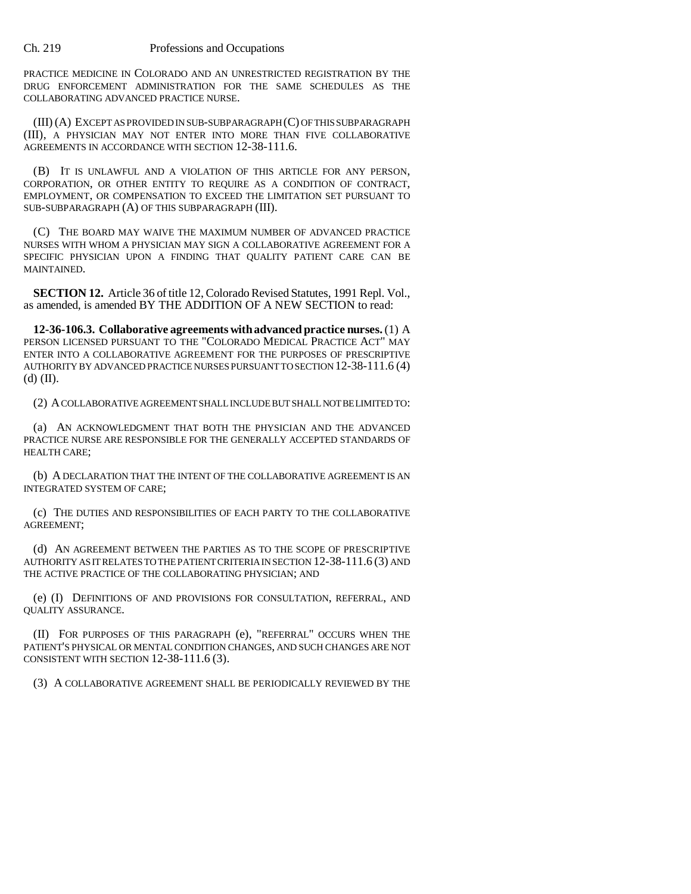PRACTICE MEDICINE IN COLORADO AND AN UNRESTRICTED REGISTRATION BY THE DRUG ENFORCEMENT ADMINISTRATION FOR THE SAME SCHEDULES AS THE COLLABORATING ADVANCED PRACTICE NURSE.

(III) (A) EXCEPT AS PROVIDED IN SUB-SUBPARAGRAPH (C) OF THIS SUBPARAGRAPH (III), A PHYSICIAN MAY NOT ENTER INTO MORE THAN FIVE COLLABORATIVE AGREEMENTS IN ACCORDANCE WITH SECTION 12-38-111.6.

(B) IT IS UNLAWFUL AND A VIOLATION OF THIS ARTICLE FOR ANY PERSON, CORPORATION, OR OTHER ENTITY TO REQUIRE AS A CONDITION OF CONTRACT, EMPLOYMENT, OR COMPENSATION TO EXCEED THE LIMITATION SET PURSUANT TO SUB-SUBPARAGRAPH (A) OF THIS SUBPARAGRAPH (III).

(C) THE BOARD MAY WAIVE THE MAXIMUM NUMBER OF ADVANCED PRACTICE NURSES WITH WHOM A PHYSICIAN MAY SIGN A COLLABORATIVE AGREEMENT FOR A SPECIFIC PHYSICIAN UPON A FINDING THAT QUALITY PATIENT CARE CAN BE MAINTAINED.

**SECTION 12.** Article 36 of title 12, Colorado Revised Statutes, 1991 Repl. Vol., as amended, is amended BY THE ADDITION OF A NEW SECTION to read:

**12-36-106.3. Collaborative agreements with advanced practice nurses.** (1) A PERSON LICENSED PURSUANT TO THE "COLORADO MEDICAL PRACTICE ACT" MAY ENTER INTO A COLLABORATIVE AGREEMENT FOR THE PURPOSES OF PRESCRIPTIVE AUTHORITY BY ADVANCED PRACTICE NURSES PURSUANT TO SECTION 12-38-111.6 (4) (d) (II).

(2) A COLLABORATIVE AGREEMENT SHALL INCLUDE BUT SHALL NOT BE LIMITED TO:

(a) AN ACKNOWLEDGMENT THAT BOTH THE PHYSICIAN AND THE ADVANCED PRACTICE NURSE ARE RESPONSIBLE FOR THE GENERALLY ACCEPTED STANDARDS OF HEALTH CARE;

(b) A DECLARATION THAT THE INTENT OF THE COLLABORATIVE AGREEMENT IS AN INTEGRATED SYSTEM OF CARE;

(c) THE DUTIES AND RESPONSIBILITIES OF EACH PARTY TO THE COLLABORATIVE AGREEMENT;

(d) AN AGREEMENT BETWEEN THE PARTIES AS TO THE SCOPE OF PRESCRIPTIVE AUTHORITY AS IT RELATES TO THE PATIENT CRITERIA IN SECTION 12-38-111.6 (3) AND THE ACTIVE PRACTICE OF THE COLLABORATING PHYSICIAN; AND

(e) (I) DEFINITIONS OF AND PROVISIONS FOR CONSULTATION, REFERRAL, AND QUALITY ASSURANCE.

(II) FOR PURPOSES OF THIS PARAGRAPH (e), "REFERRAL" OCCURS WHEN THE PATIENT'S PHYSICAL OR MENTAL CONDITION CHANGES, AND SUCH CHANGES ARE NOT CONSISTENT WITH SECTION 12-38-111.6 (3).

(3) A COLLABORATIVE AGREEMENT SHALL BE PERIODICALLY REVIEWED BY THE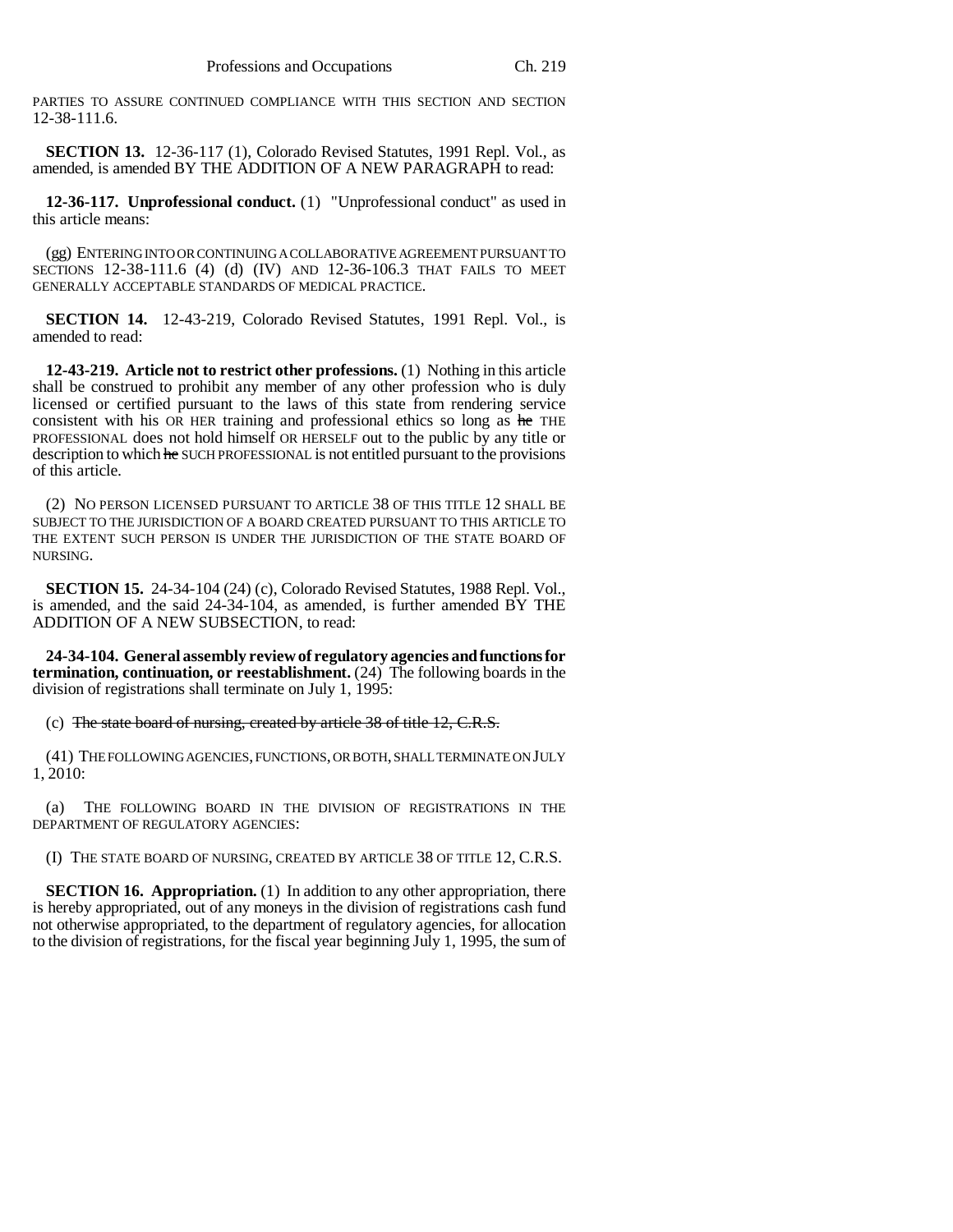PARTIES TO ASSURE CONTINUED COMPLIANCE WITH THIS SECTION AND SECTION 12-38-111.6.

**SECTION 13.** 12-36-117 (1), Colorado Revised Statutes, 1991 Repl. Vol., as amended, is amended BY THE ADDITION OF A NEW PARAGRAPH to read:

**12-36-117. Unprofessional conduct.** (1) "Unprofessional conduct" as used in this article means:

(gg) ENTERING INTO OR CONTINUING A COLLABORATIVE AGREEMENT PURSUANT TO SECTIONS 12-38-111.6 (4) (d) (IV) AND 12-36-106.3 THAT FAILS TO MEET GENERALLY ACCEPTABLE STANDARDS OF MEDICAL PRACTICE.

**SECTION 14.** 12-43-219, Colorado Revised Statutes, 1991 Repl. Vol., is amended to read:

**12-43-219. Article not to restrict other professions.** (1) Nothing in this article shall be construed to prohibit any member of any other profession who is duly licensed or certified pursuant to the laws of this state from rendering service consistent with his OR HER training and professional ethics so long as ~~he~~ THE PROFESSIONAL does not hold himself OR HERSELF out to the public by any title or description to which ~~he~~ SUCH PROFESSIONAL is not entitled pursuant to the provisions of this article.

(2) NO PERSON LICENSED PURSUANT TO ARTICLE 38 OF THIS TITLE 12 SHALL BE SUBJECT TO THE JURISDICTION OF A BOARD CREATED PURSUANT TO THIS ARTICLE TO THE EXTENT SUCH PERSON IS UNDER THE JURISDICTION OF THE STATE BOARD OF NURSING.

**SECTION 15.** 24-34-104 (24) (c), Colorado Revised Statutes, 1988 Repl. Vol., is amended, and the said 24-34-104, as amended, is further amended BY THE ADDITION OF A NEW SUBSECTION, to read:

**24-34-104. General assembly review of regulatory agencies and functions for termination, continuation, or reestablishment.** (24) The following boards in the division of registrations shall terminate on July 1, 1995:

(c) ~~The state board of nursing, created by article 38 of title 12, C.R.S.~~

(41) THE FOLLOWING AGENCIES, FUNCTIONS, OR BOTH, SHALL TERMINATE ON JULY 1, 2010:

(a) THE FOLLOWING BOARD IN THE DIVISION OF REGISTRATIONS IN THE DEPARTMENT OF REGULATORY AGENCIES:

(I) THE STATE BOARD OF NURSING, CREATED BY ARTICLE 38 OF TITLE 12, C.R.S.

**SECTION 16. Appropriation.** (1) In addition to any other appropriation, there is hereby appropriated, out of any moneys in the division of registrations cash fund not otherwise appropriated, to the department of regulatory agencies, for allocation to the division of registrations, for the fiscal year beginning July 1, 1995, the sum of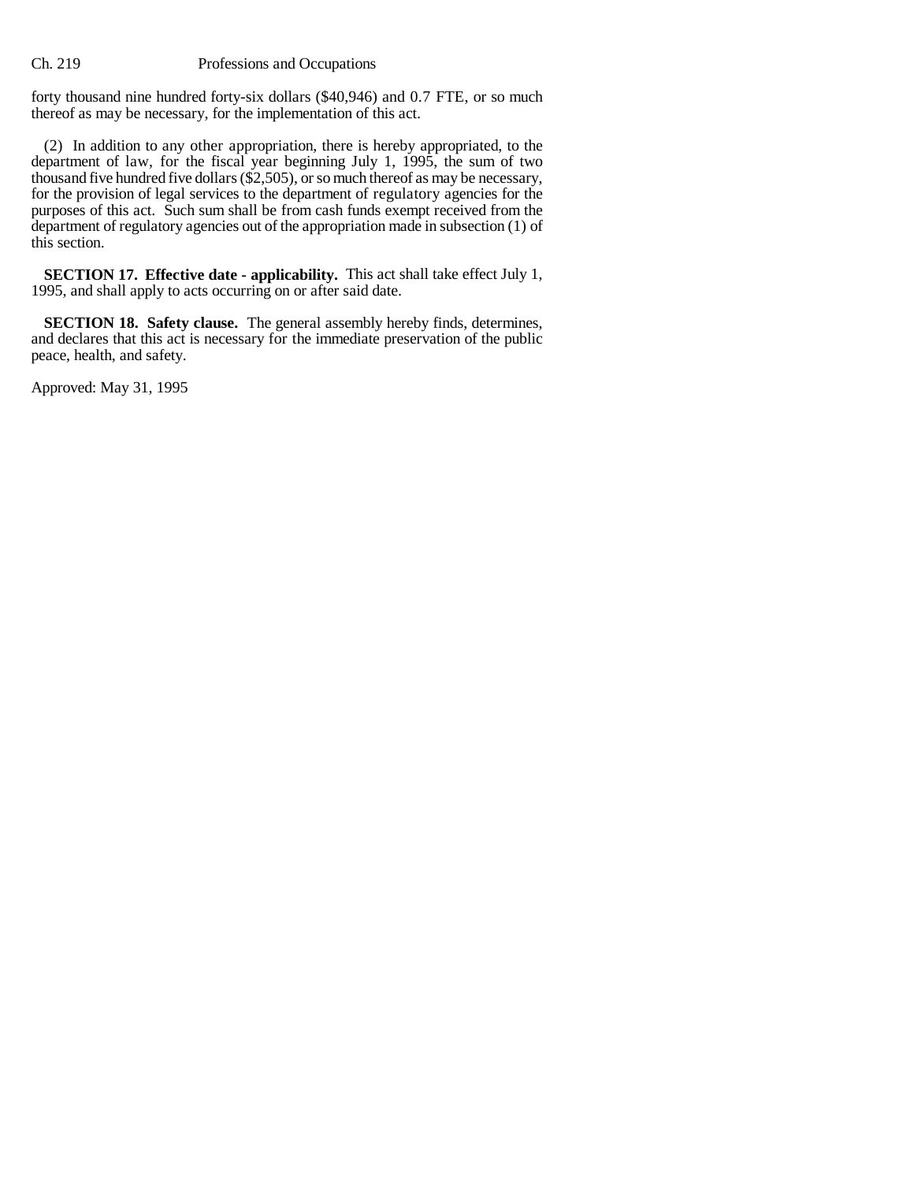forty thousand nine hundred forty-six dollars ($40,946) and 0.7 FTE, or so much thereof as may be necessary, for the implementation of this act.

(2) In addition to any other appropriation, there is hereby appropriated, to the department of law, for the fiscal year beginning July 1, 1995, the sum of two thousand five hundred five dollars ($2,505), or so much thereof as may be necessary, for the provision of legal services to the department of regulatory agencies for the purposes of this act. Such sum shall be from cash funds exempt received from the department of regulatory agencies out of the appropriation made in subsection (1) of this section.

**SECTION 17. Effective date - applicability.** This act shall take effect July 1, 1995, and shall apply to acts occurring on or after said date.

**SECTION 18. Safety clause.** The general assembly hereby finds, determines, and declares that this act is necessary for the immediate preservation of the public peace, health, and safety.

Approved: May 31, 1995